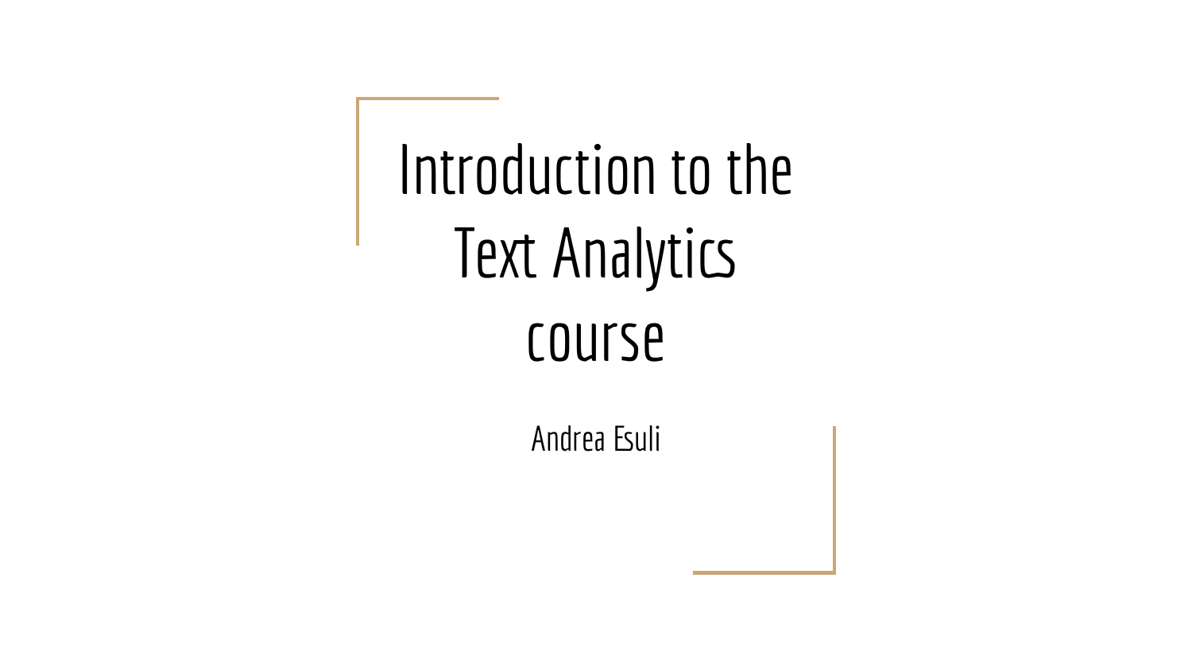# Introduction to the Text Analytics course

Andrea Esuli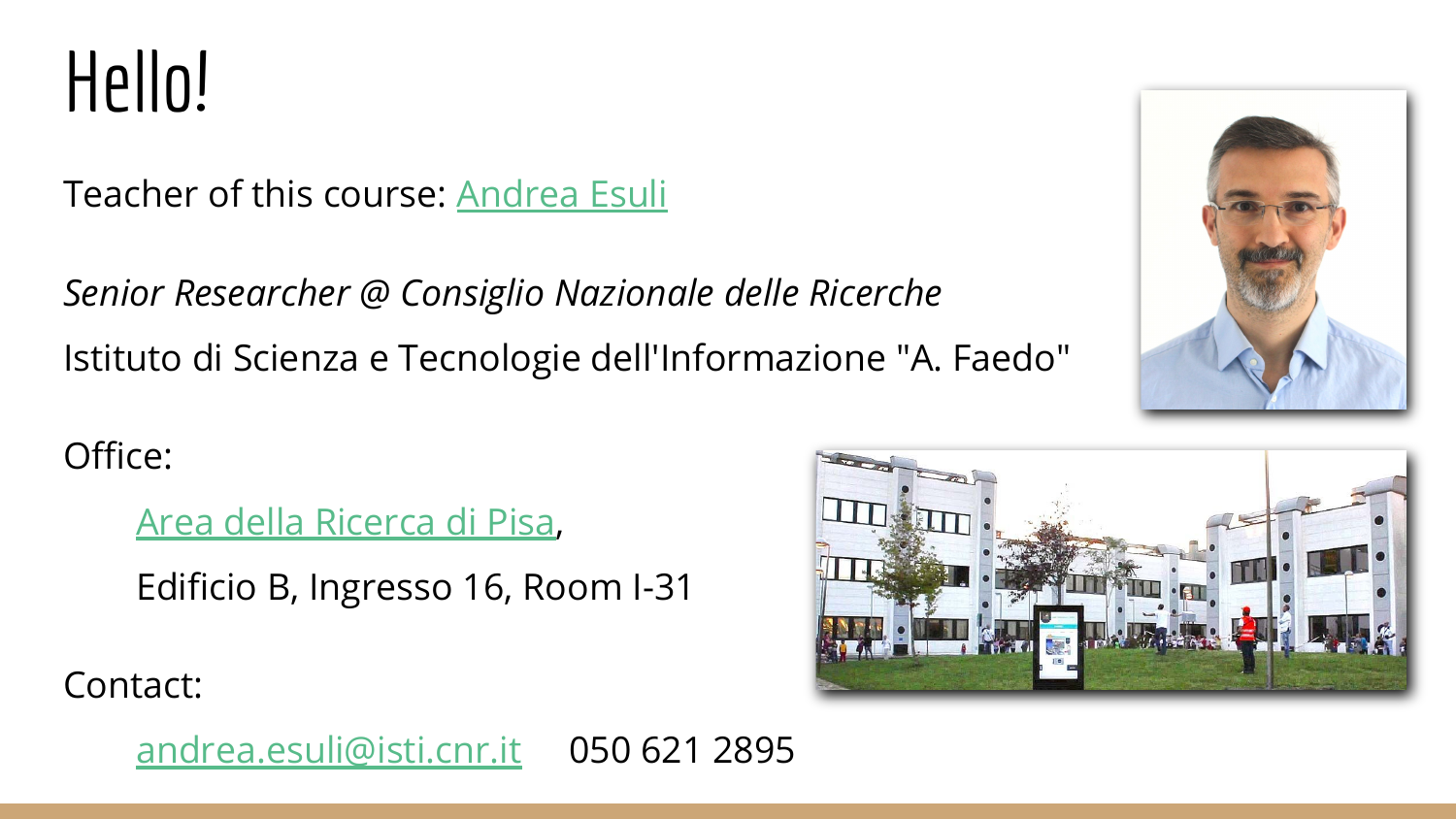# Hello!

Teacher of this course: Andrea Esuli

*Senior Researcher @ Consiglio Nazionale delle Ricerche*

Istituto di Scienza e Tecnologie dell'Informazione "A. Faedo"

Office:

Area della Ricerca di Pisa,

Edificio B, Ingresso 16, Room I-31

Contact:

andrea.esuli@isti.cnr.it 050 621 2895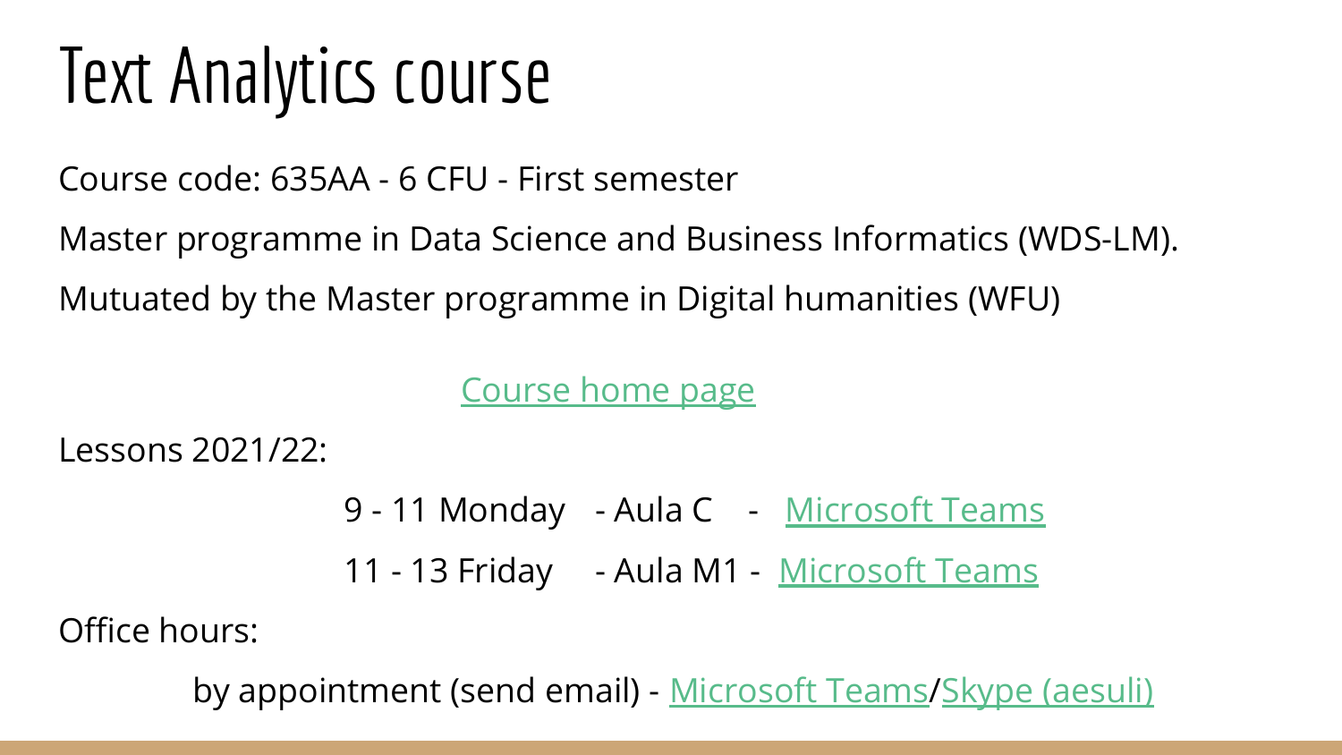# Text Analytics course

Course code: 635AA - 6 CFU - First semester

Master programme in Data Science and Business Informatics (WDS-LM).

Mutuated by the Master programme in Digital humanities (WFU)

Course home page

Lessons 2021/22:

9 - 11 Monday - Aula C - Microsoft Teams

11 - 13 Friday - Aula M1 - Microsoft Teams

Office hours:

by appointment (send email) - Microsoft Teams/Skype (aesuli)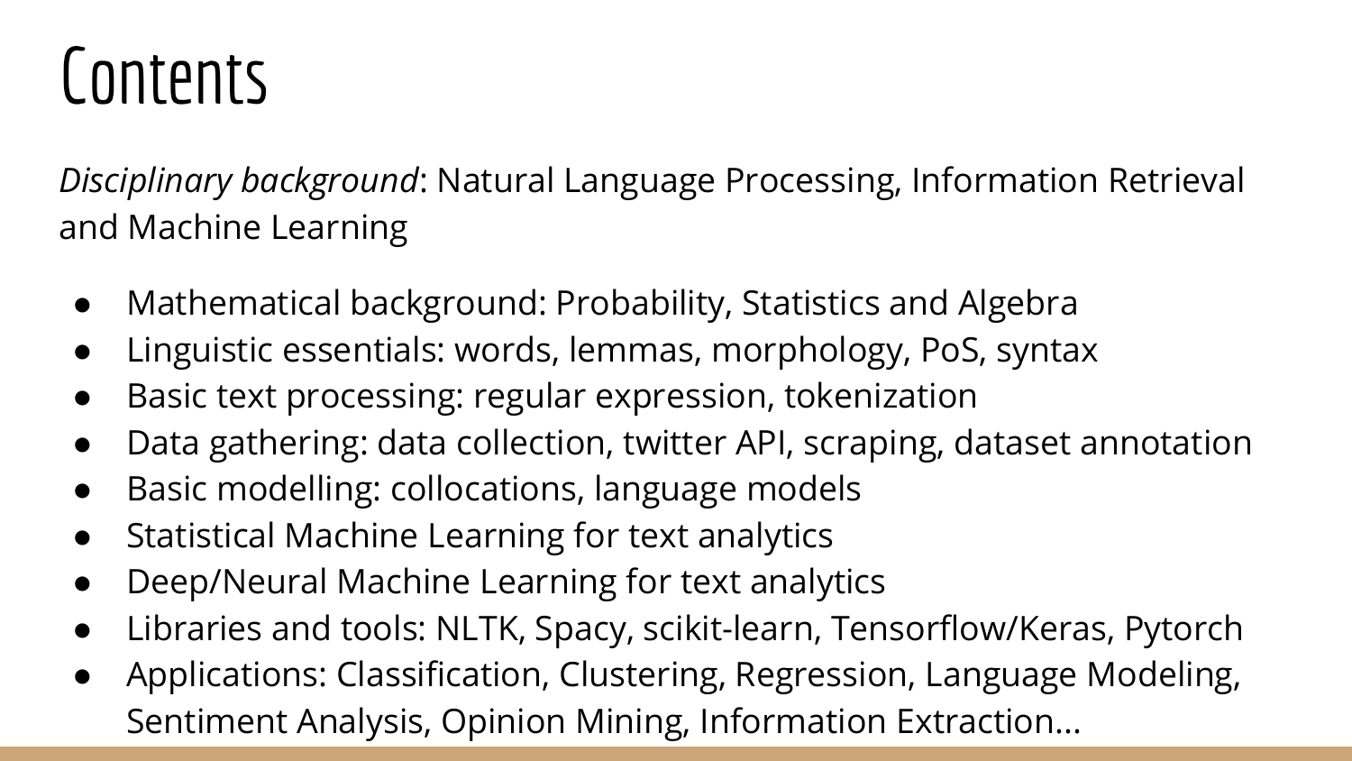# Contents

*Disciplinary background*: Natural Language Processing, Information Retrieval and Machine Learning

- Mathematical background: Probability, Statistics and Algebra
- Linguistic essentials: words, lemmas, morphology, PoS, syntax
- Basic text processing: regular expression, tokenization
- Data gathering: data collection, twitter API, scraping, dataset annotation
- Basic modelling: collocations, language models
- Statistical Machine Learning for text analytics
- Deep/Neural Machine Learning for text analytics
- Libraries and tools: NLTK, Spacy, scikit-learn, Tensorflow/Keras, Pytorch
- Applications: Classification, Clustering, Regression, Language Modeling, Sentiment Analysis, Opinion Mining, Information Extraction...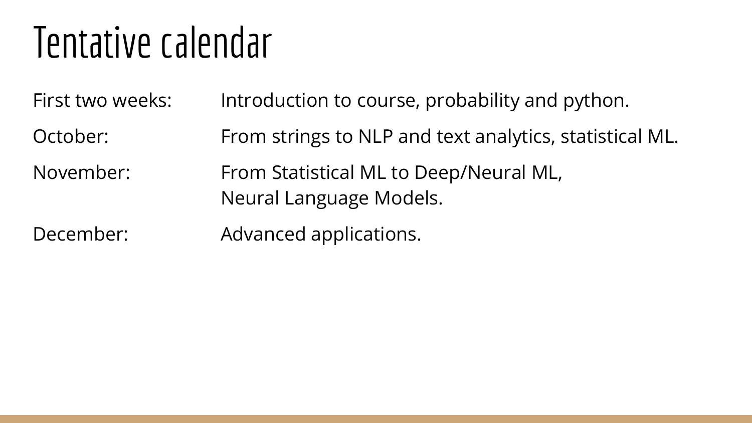# Tentative calendar

| | |
|---|---|
| First two weeks: | Introduction to course, probability and python. |
| October: | From strings to NLP and text analytics, statistical ML. |
| November: | From Statistical ML to Deep/Neural ML,<br>Neural Language Models. |
| December: | Advanced applications. |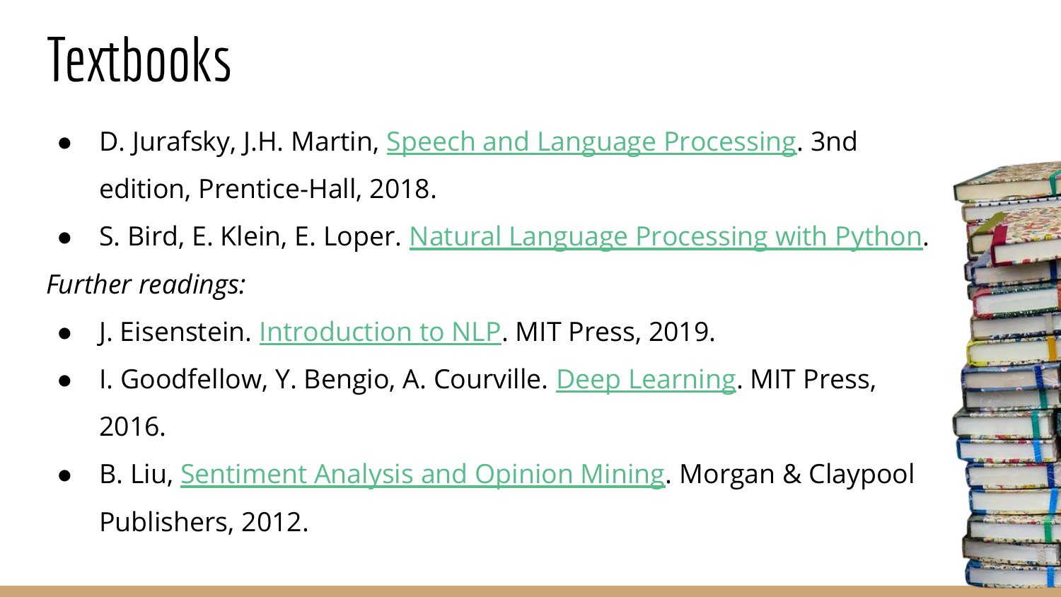# Textbooks

- D. Jurafsky, J.H. Martin, Speech and Language Processing. 3nd edition, Prentice-Hall, 2018.
- S. Bird, E. Klein, E. Loper. Natural Language Processing with Python.

*Further readings:*

- J. Eisenstein. Introduction to NLP. MIT Press, 2019.
- I. Goodfellow, Y. Bengio, A. Courville. Deep Learning. MIT Press, 2016.
- B. Liu, Sentiment Analysis and Opinion Mining. Morgan & Claypool Publishers, 2012.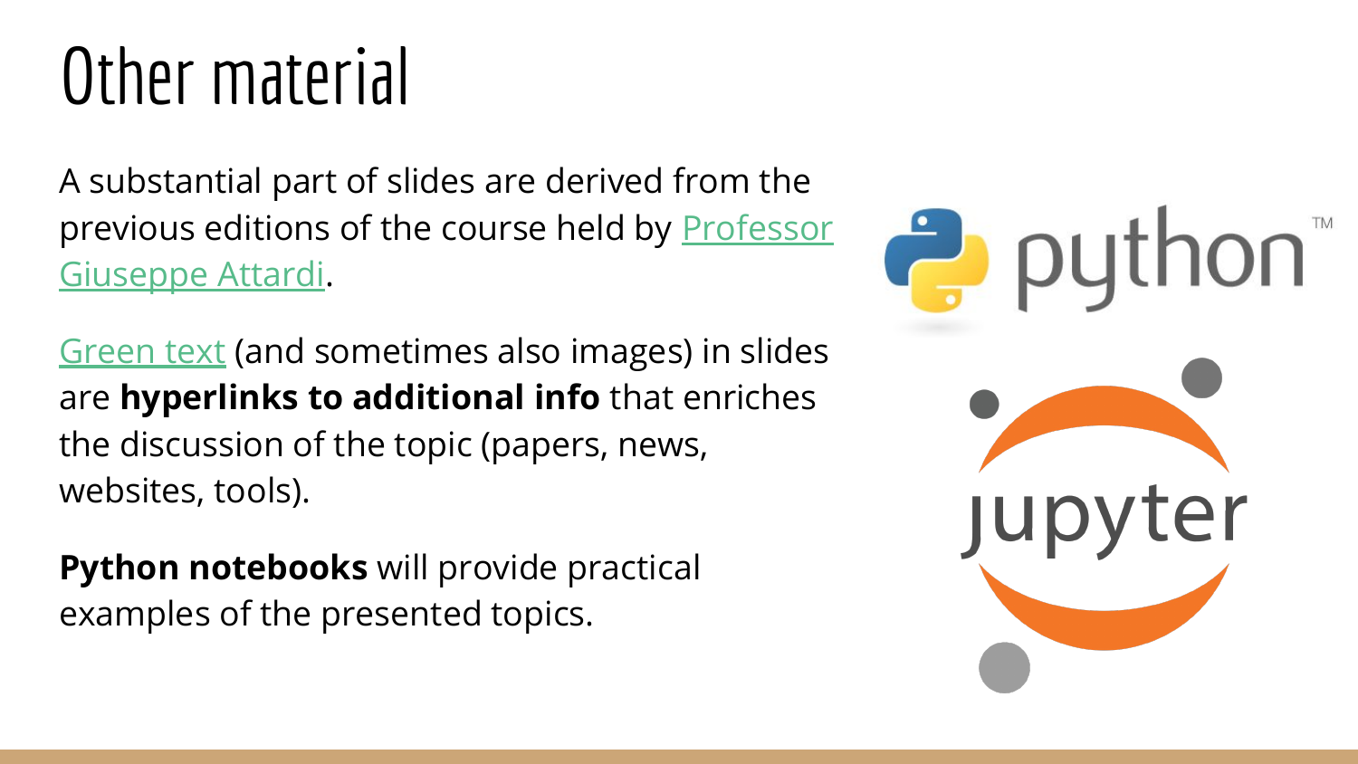# Other material

A substantial part of slides are derived from the previous editions of the course held by Professor Giuseppe Attardi.

Green text (and sometimes also images) in slides are **hyperlinks to additional info** that enriches the discussion of the topic (papers, news, websites, tools).

**Python notebooks** will provide practical examples of the presented topics.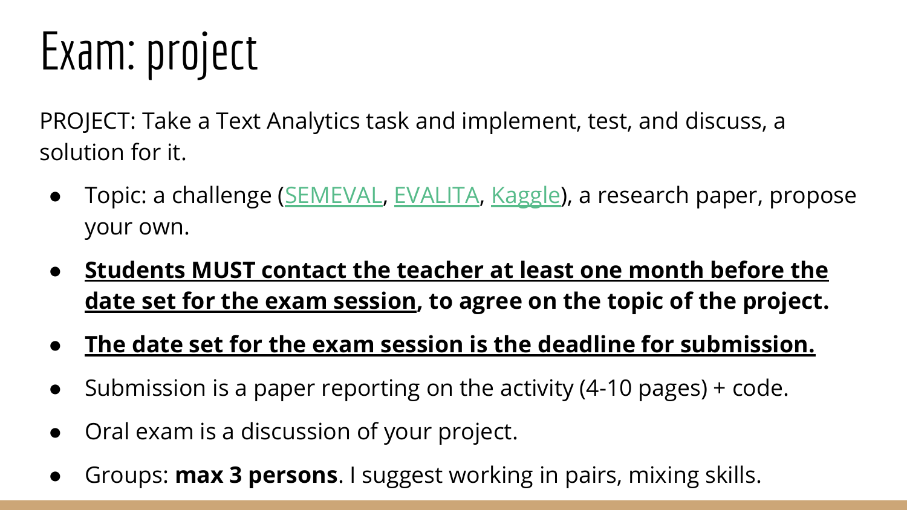# Exam: project

PROJECT: Take a Text Analytics task and implement, test, and discuss, a solution for it.

- Topic: a challenge (SEMEVAL, EVALITA, Kaggle), a research paper, propose your own.
- **Students MUST contact the teacher at least one month before the date set for the exam session, to agree on the topic of the project.**
- **The date set for the exam session is the deadline for submission.**
- Submission is a paper reporting on the activity (4-10 pages) + code.
- Oral exam is a discussion of your project.
- Groups: **max 3 persons**. I suggest working in pairs, mixing skills.